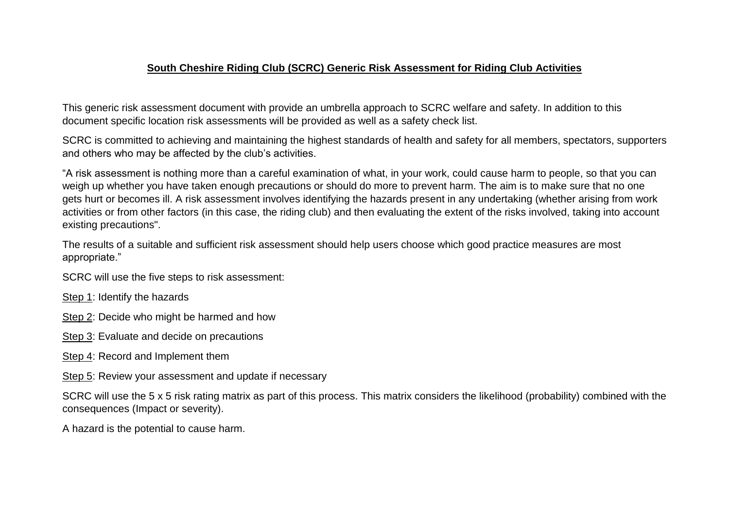# South Cheshire Riding Club (SCRC) Generic Risk Assessment for Riding Club Activities

This generic risk assessment document with provide an umbrella approach to SCRC welfare and safety. In addition to this document specific location risk assessments will be provided as well as a safety check list.

SCRC is committed to achieving and maintaining the highest standards of health and safety for all members, spectators, supporters and others who may be affected by the club's activities.

"A risk assessment is nothing more than a careful examination of what, in your work, could cause harm to people, so that you can weigh up whether you have taken enough precautions or should do more to prevent harm. The aim is to make sure that no one gets hurt or becomes ill. A risk assessment involves identifying the hazards present in any undertaking (whether arising from work activities or from other factors (in this case, the riding club) and then evaluating the extent of the risks involved, taking into account existing precautions".

The results of a suitable and sufficient risk assessment should help users choose which good practice measures are most appropriate."

SCRC will use the five steps to risk assessment:

Step 1: Identify the hazards

Step 2: Decide who might be harmed and how

Step 3: Evaluate and decide on precautions

Step 4: Record and Implement them

Step 5: Review your assessment and update if necessary

SCRC will use the 5 x 5 risk rating matrix as part of this process. This matrix considers the likelihood (probability) combined with the consequences (Impact or severity).

A hazard is the potential to cause harm.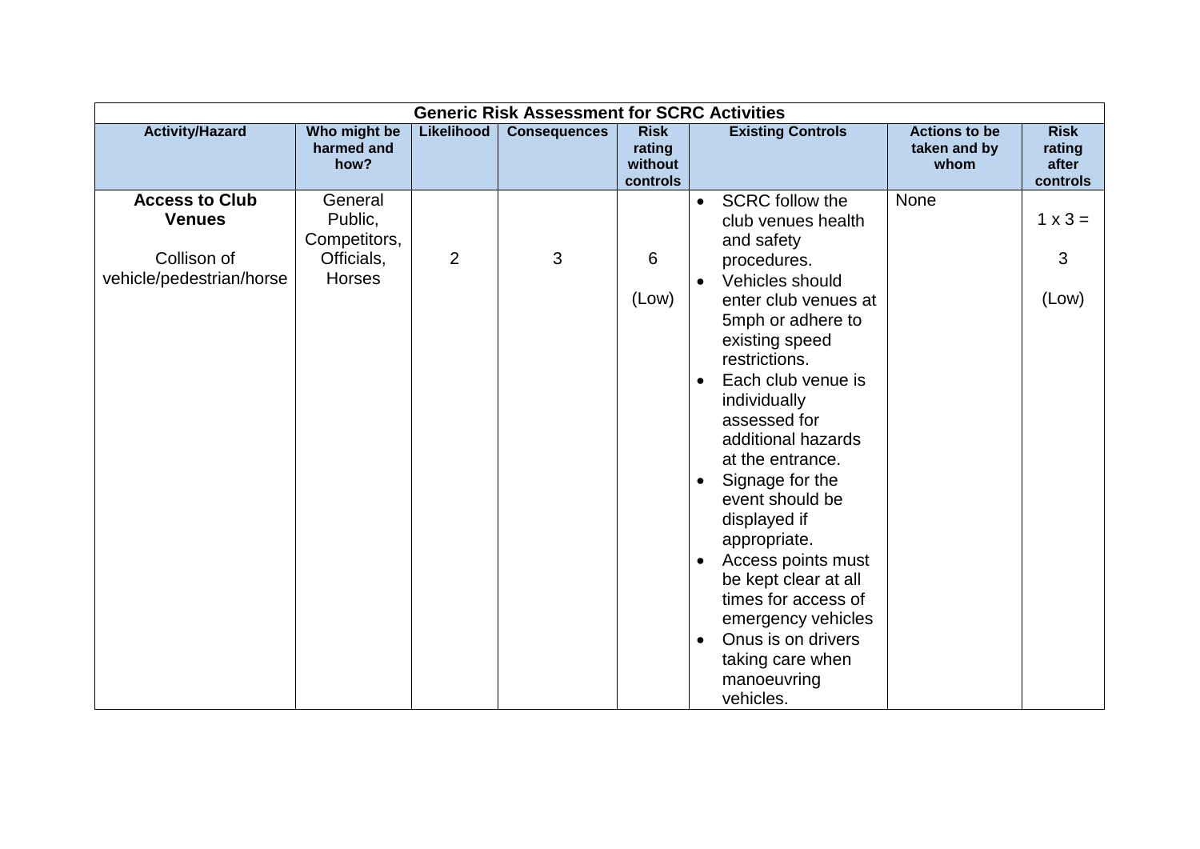| Generic Risk Assessment for SCRC Activities | | | | | | | |
|---|---|---|---|---|---|---|---|
| **Activity/Hazard** | **Who might be harmed and how?** | **Likelihood** | **Consequences** | **Risk rating without controls** | **Existing Controls** | **Actions to be taken and by whom** | **Risk rating after controls** |
| **Access to Club Venues**<br><br>Collison of vehicle/pedestrian/horse | General Public, Competitors, Officials, Horses | 2 | 3 | 6<br><br>(Low) | • SCRC follow the club venues health and safety procedures.<br>• Vehicles should enter club venues at 5mph or adhere to existing speed restrictions.<br>• Each club venue is individually assessed for additional hazards at the entrance.<br>• Signage for the event should be displayed if appropriate.<br>• Access points must be kept clear at all times for access of emergency vehicles<br>• Onus is on drivers taking care when manoeuvring vehicles. | None | 1 x 3 =<br><br>3<br><br>(Low) |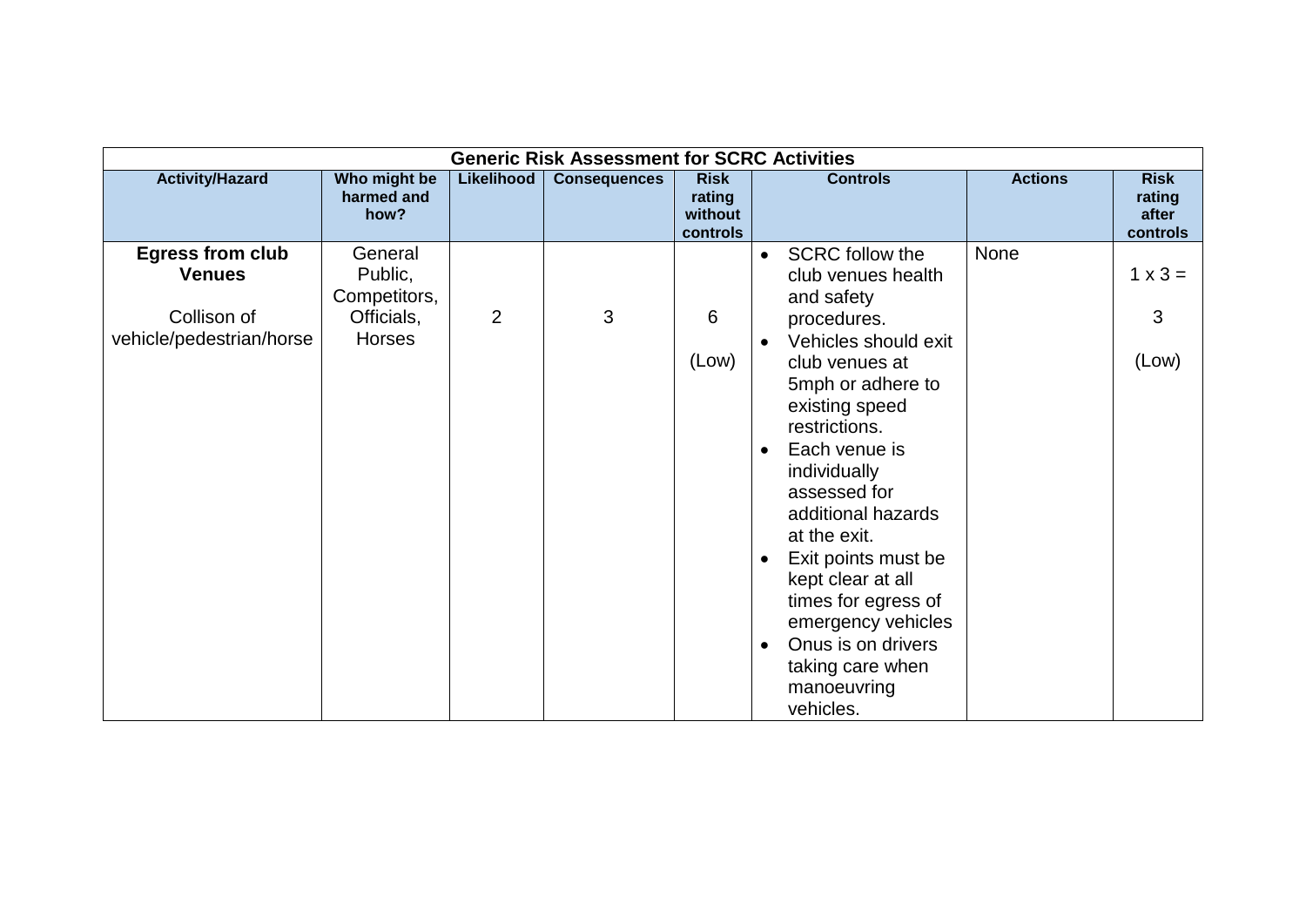| Generic Risk Assessment for SCRC Activities | | | | | | | |
|---|---|---|---|---|---|---|---|
| **Activity/Hazard** | **Who might be harmed and how?** | **Likelihood** | **Consequences** | **Risk rating without controls** | **Controls** | **Actions** | **Risk rating after controls** |
| **Egress from club Venues**<br><br>Collison of vehicle/pedestrian/horse | General Public, Competitors, Officials, Horses | 2 | 3 | 6<br><br>(Low) | • SCRC follow the club venues health and safety procedures.<br>• Vehicles should exit club venues at 5mph or adhere to existing speed restrictions.<br>• Each venue is individually assessed for additional hazards at the exit.<br>• Exit points must be kept clear at all times for egress of emergency vehicles<br>• Onus is on drivers taking care when manoeuvring vehicles. | None | 1 x 3 =<br><br>3<br><br>(Low) |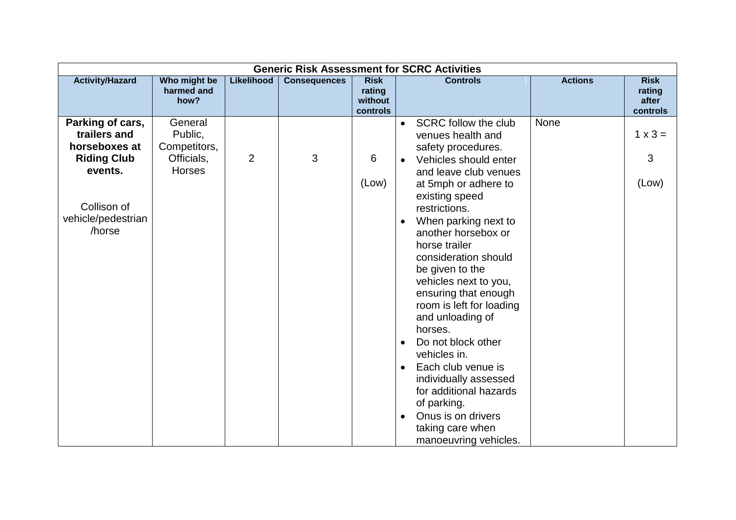| Generic Risk Assessment for SCRC Activities | | | | | | | |
|---|---|---|---|---|---|---|---|
| **Activity/Hazard** | **Who might be harmed and how?** | **Likelihood** | **Consequences** | **Risk rating without controls** | **Controls** | **Actions** | **Risk rating after controls** |
| **Parking of cars, trailers and horseboxes at Riding Club events.**<br><br>Collison of vehicle/pedestrian /horse | General Public, Competitors, Officials, Horses | 2 | 3 | 6<br><br>(Low) | • SCRC follow the club venues health and safety procedures.<br>• Vehicles should enter and leave club venues at 5mph or adhere to existing speed restrictions.<br>• When parking next to another horsebox or horse trailer consideration should be given to the vehicles next to you, ensuring that enough room is left for loading and unloading of horses.<br>• Do not block other vehicles in.<br>• Each club venue is individually assessed for additional hazards of parking.<br>• Onus is on drivers taking care when manoeuvring vehicles. | None | 1 x 3 =<br><br>3<br><br>(Low) |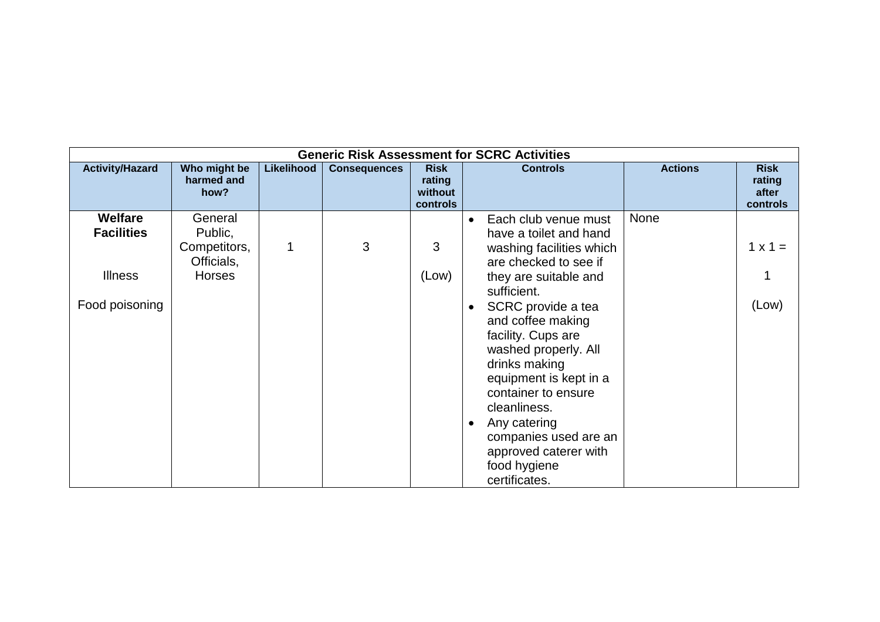| Generic Risk Assessment for SCRC Activities | | | | | | | |
|---|---|---|---|---|---|---|---|
| **Activity/Hazard** | **Who might be harmed and how?** | **Likelihood** | **Consequences** | **Risk rating without controls** | **Controls** | **Actions** | **Risk rating after controls** |
| **Welfare Facilities**<br><br>Illness<br><br>Food poisoning | General Public, Competitors, Officials, Horses | 1 | 3 | 3<br><br>(Low) | • Each club venue must have a toilet and hand washing facilities which are checked to see if they are suitable and sufficient.<br>• SCRC provide a tea and coffee making facility. Cups are washed properly. All drinks making equipment is kept in a container to ensure cleanliness.<br>• Any catering companies used are an approved caterer with food hygiene certificates. | None | 1 x 1 =<br><br>1<br><br>(Low) |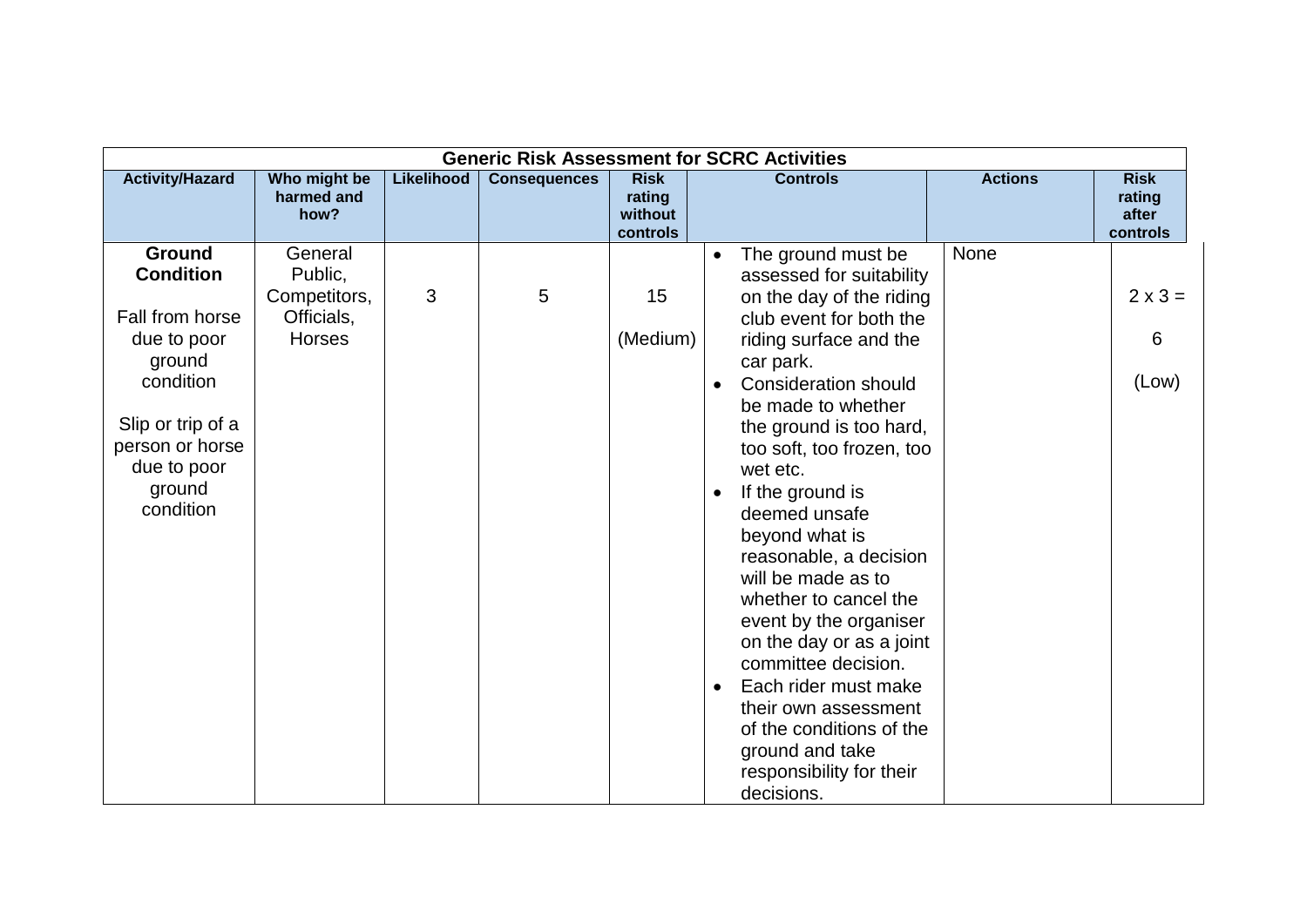| Generic Risk Assessment for SCRC Activities | | | | | | | |
|---|---|---|---|---|---|---|---|
| **Activity/Hazard** | **Who might be harmed and how?** | **Likelihood** | **Consequences** | **Risk rating without controls** | **Controls** | **Actions** | **Risk rating after controls** |
| **Ground Condition**<br><br>Fall from horse due to poor ground condition<br><br>Slip or trip of a person or horse due to poor ground condition | General Public, Competitors, Officials, Horses | 3 | 5 | 15<br><br>(Medium) | • The ground must be assessed for suitability on the day of the riding club event for both the riding surface and the car park.<br>• Consideration should be made to whether the ground is too hard, too soft, too frozen, too wet etc.<br>• If the ground is deemed unsafe beyond what is reasonable, a decision will be made as to whether to cancel the event by the organiser on the day or as a joint committee decision.<br>• Each rider must make their own assessment of the conditions of the ground and take responsibility for their decisions. | None | 2 x 3 =<br><br>6<br><br>(Low) |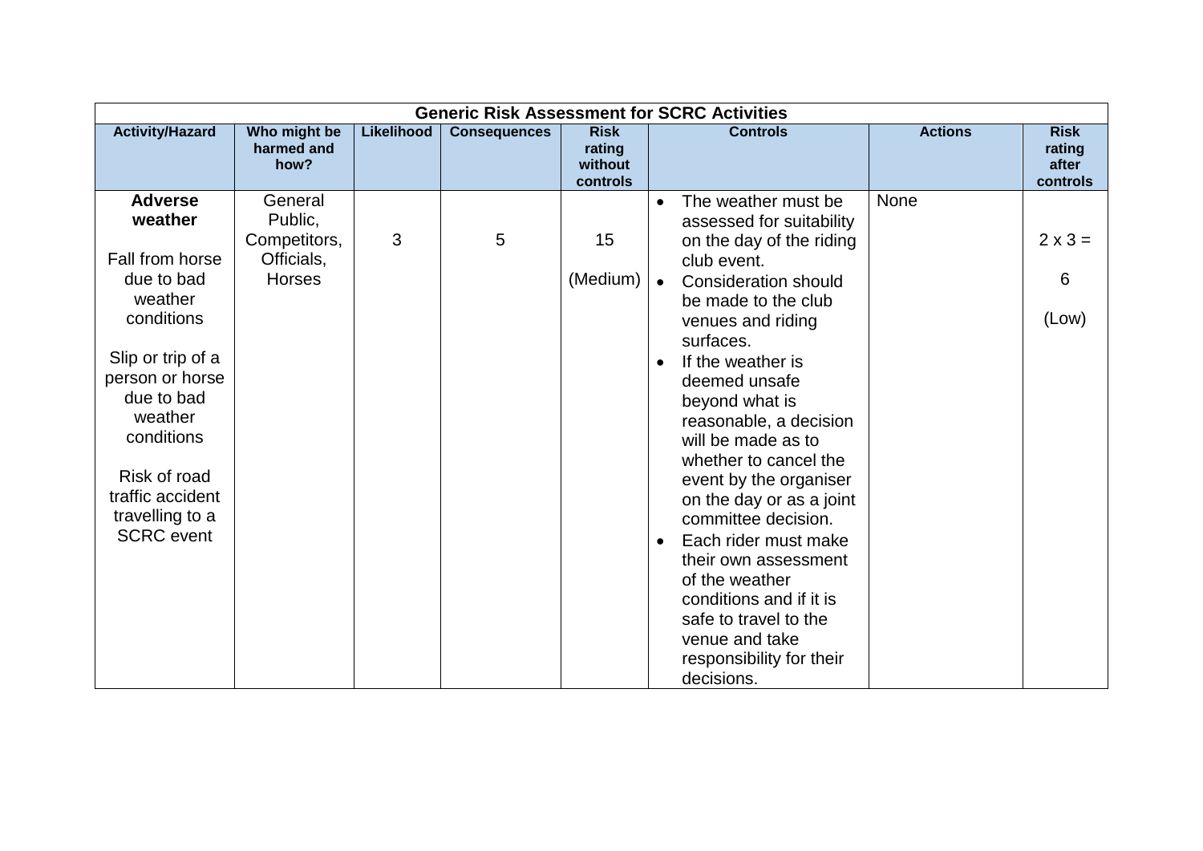| Generic Risk Assessment for SCRC Activities | | | | | | | |
|---|---|---|---|---|---|---|---|
| **Activity/Hazard** | **Who might be harmed and how?** | **Likelihood** | **Consequences** | **Risk rating without controls** | **Controls** | **Actions** | **Risk rating after controls** |
| **Adverse weather**<br><br>Fall from horse due to bad weather conditions<br><br>Slip or trip of a person or horse due to bad weather conditions<br><br>Risk of road traffic accident travelling to a SCRC event | General Public, Competitors, Officials, Horses | 3 | 5 | 15<br><br>(Medium) | • The weather must be assessed for suitability on the day of the riding club event.<br>• Consideration should be made to the club venues and riding surfaces.<br>• If the weather is deemed unsafe beyond what is reasonable, a decision will be made as to whether to cancel the event by the organiser on the day or as a joint committee decision.<br>• Each rider must make their own assessment of the weather conditions and if it is safe to travel to the venue and take responsibility for their decisions. | None | 2 x 3 =<br><br>6<br><br>(Low) |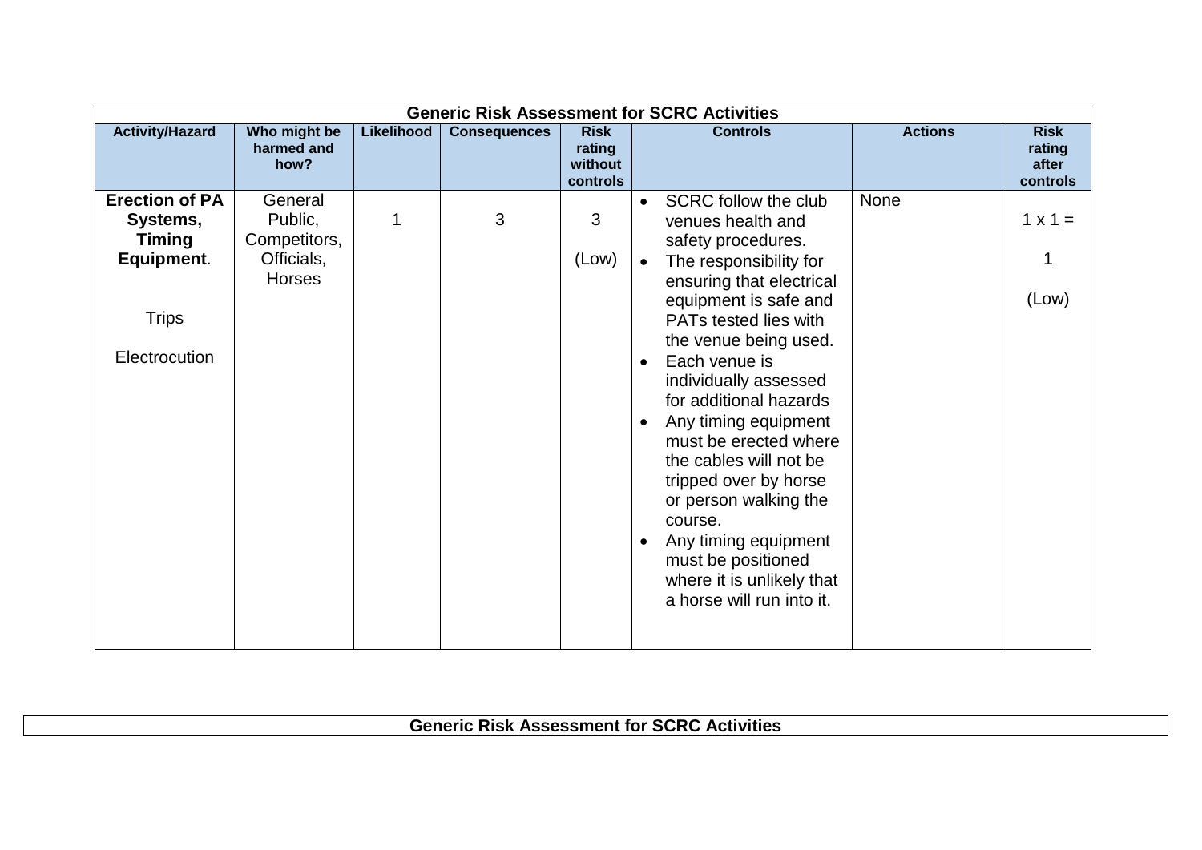| Generic Risk Assessment for SCRC Activities | | | | | | | |
|---|---|---|---|---|---|---|---|
| **Activity/Hazard** | **Who might be harmed and how?** | **Likelihood** | **Consequences** | **Risk rating without controls** | **Controls** | **Actions** | **Risk rating after controls** |
| **Erection of PA Systems, Timing Equipment**.<br><br>Trips<br><br>Electrocution | General Public, Competitors, Officials, Horses | 1 | 3 | 3<br><br>(Low) | • SCRC follow the club venues health and safety procedures.<br>• The responsibility for ensuring that electrical equipment is safe and PATs tested lies with the venue being used.<br>• Each venue is individually assessed for additional hazards<br>• Any timing equipment must be erected where the cables will not be tripped over by horse or person walking the course.<br>• Any timing equipment must be positioned where it is unlikely that a horse will run into it. | None | 1 x 1 =<br><br>1<br><br>(Low) |

**Generic Risk Assessment for SCRC Activities**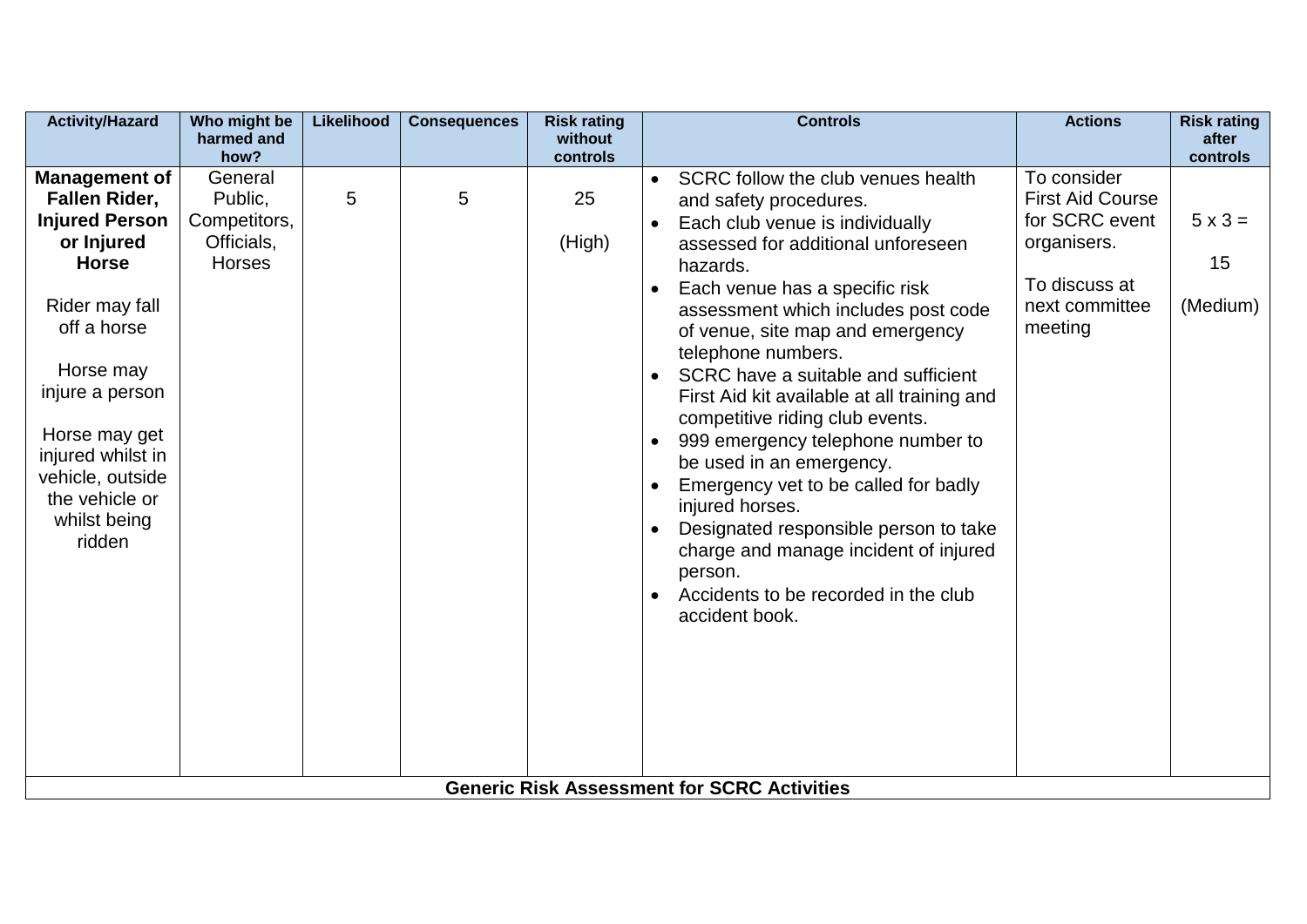| Activity/Hazard | Who might be harmed and how? | Likelihood | Consequences | Risk rating without controls | Controls | Actions | Risk rating after controls |
|---|---|---|---|---|---|---|---|
| **Management of Fallen Rider, Injured Person or Injured Horse**<br><br>Rider may fall off a horse<br><br>Horse may injure a person<br><br>Horse may get injured whilst in vehicle, outside the vehicle or whilst being ridden | General Public, Competitors, Officials, Horses | 5 | 5 | 25<br><br>(High) | • SCRC follow the club venues health and safety procedures.<br>• Each club venue is individually assessed for additional unforeseen hazards.<br>• Each venue has a specific risk assessment which includes post code of venue, site map and emergency telephone numbers.<br>• SCRC have a suitable and sufficient First Aid kit available at all training and competitive riding club events.<br>• 999 emergency telephone number to be used in an emergency.<br>• Emergency vet to be called for badly injured horses.<br>• Designated responsible person to take charge and manage incident of injured person.<br>• Accidents to be recorded in the club accident book. | To consider First Aid Course for SCRC event organisers.<br><br>To discuss at next committee meeting | 5 x 3 =<br><br>15<br><br>(Medium) |
| **Generic Risk Assessment for SCRC Activities** | | | | | | | |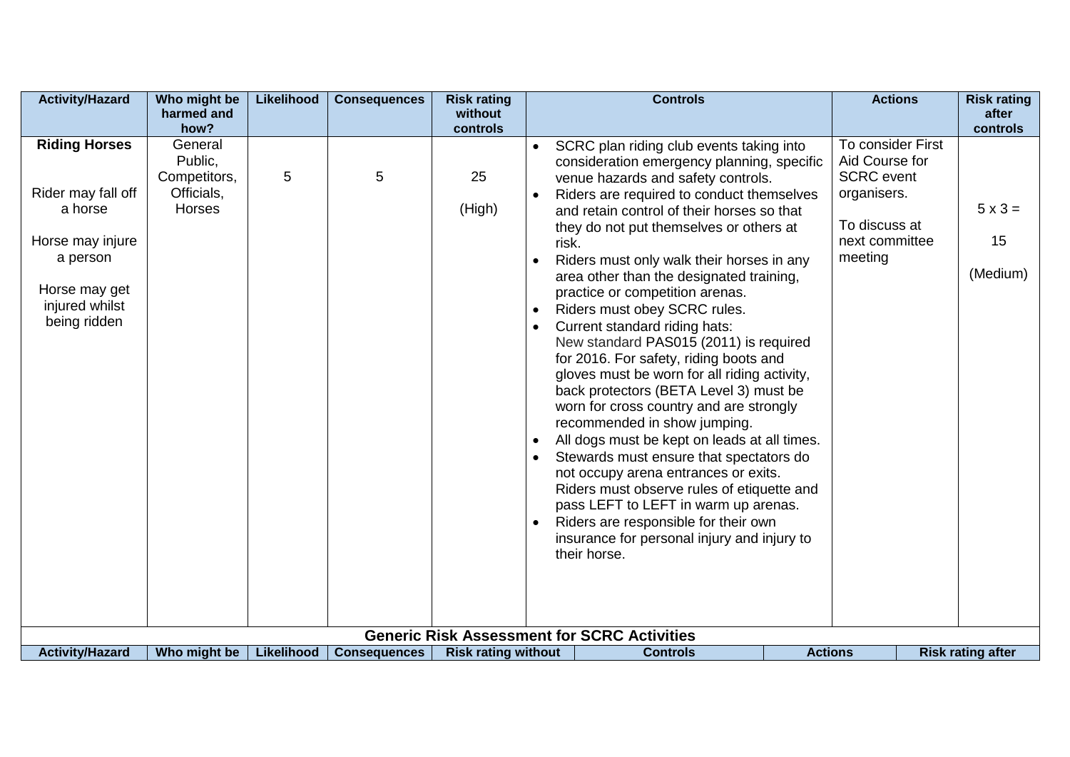| Activity/Hazard | Who might be harmed and how? | Likelihood | Consequences | Risk rating without controls | Controls | Actions | Risk rating after controls |
|---|---|---|---|---|---|---|---|
| **Riding Horses**<br><br>Rider may fall off a horse<br><br>Horse may injure a person<br><br>Horse may get injured whilst being ridden | General Public, Competitors, Officials, Horses | 5 | 5 | 25<br><br>(High) | • SCRC plan riding club events taking into consideration emergency planning, specific venue hazards and safety controls.<br>• Riders are required to conduct themselves and retain control of their horses so that they do not put themselves or others at risk.<br>• Riders must only walk their horses in any area other than the designated training, practice or competition arenas.<br>• Riders must obey SCRC rules.<br>• Current standard riding hats: New standard PAS015 (2011) is required for 2016. For safety, riding boots and gloves must be worn for all riding activity, back protectors (BETA Level 3) must be worn for cross country and are strongly recommended in show jumping.<br>• All dogs must be kept on leads at all times.<br>• Stewards must ensure that spectators do not occupy arena entrances or exits. Riders must observe rules of etiquette and pass LEFT to LEFT in warm up arenas.<br>• Riders are responsible for their own insurance for personal injury and injury to their horse. | To consider First Aid Course for SCRC event organisers.<br><br>To discuss at next committee meeting | 5 x 3 =<br><br>15<br><br>(Medium) |

## Generic Risk Assessment for SCRC Activities

| Activity/Hazard | Who might be | Likelihood | Consequences | Risk rating without | Controls | Actions | Risk rating after |
|---|---|---|---|---|---|---|---|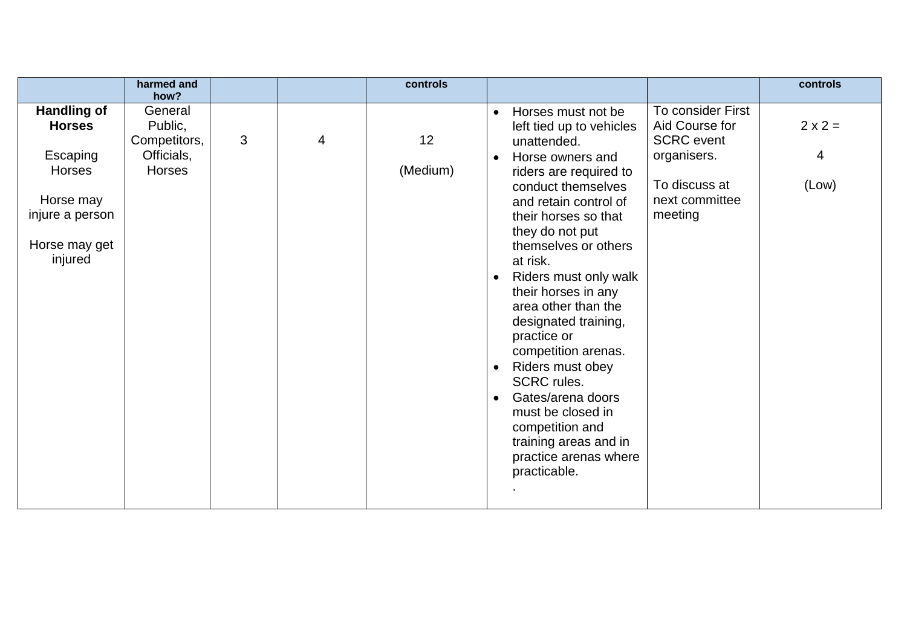| | harmed and how? | | | controls | | | controls |
|---|---|---|---|---|---|---|---|
| **Handling of Horses**<br><br>Escaping Horses<br><br>Horse may injure a person<br><br>Horse may get injured | General Public, Competitors, Officials, Horses | 3 | 4 | 12<br><br>(Medium) | • Horses must not be left tied up to vehicles unattended.<br>• Horse owners and riders are required to conduct themselves and retain control of their horses so that they do not put themselves or others at risk.<br>• Riders must only walk their horses in any area other than the designated training, practice or competition arenas.<br>• Riders must obey SCRC rules.<br>• Gates/arena doors must be closed in competition and training areas and in practice arenas where practicable.<br>. | To consider First Aid Course for SCRC event organisers.<br><br>To discuss at next committee meeting | 2 x 2 =<br><br>4<br><br>(Low) |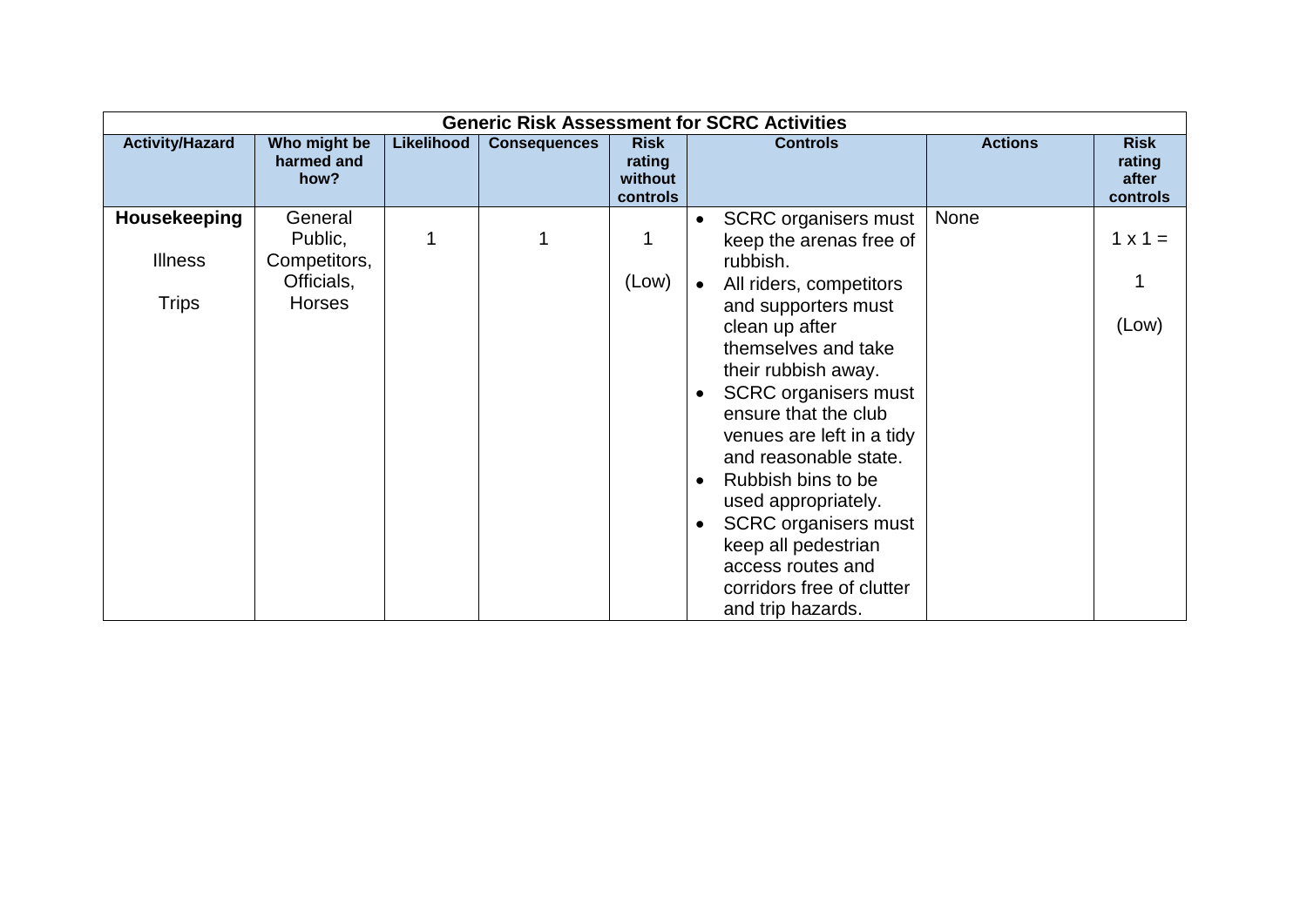| Generic Risk Assessment for SCRC Activities | | | | | | | |
|---|---|---|---|---|---|---|---|
| **Activity/Hazard** | **Who might be harmed and how?** | **Likelihood** | **Consequences** | **Risk rating without controls** | **Controls** | **Actions** | **Risk rating after controls** |
| **Housekeeping**<br><br>Illness<br><br>Trips | General Public, Competitors, Officials, Horses | 1 | 1 | 1<br><br>(Low) | • SCRC organisers must keep the arenas free of rubbish.<br>• All riders, competitors and supporters must clean up after themselves and take their rubbish away.<br>• SCRC organisers must ensure that the club venues are left in a tidy and reasonable state.<br>• Rubbish bins to be used appropriately.<br>• SCRC organisers must keep all pedestrian access routes and corridors free of clutter and trip hazards. | None | 1 x 1 =<br><br>1<br><br>(Low) |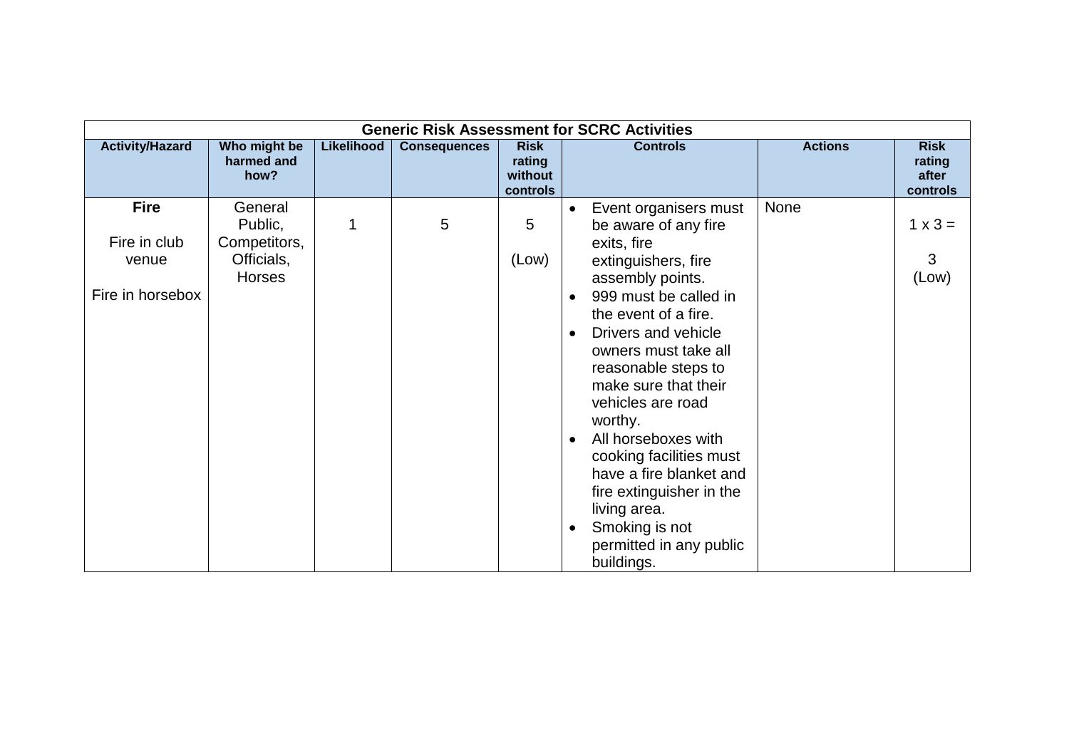| Generic Risk Assessment for SCRC Activities | | | | | | | |
|---|---|---|---|---|---|---|---|
| **Activity/Hazard** | **Who might be harmed and how?** | **Likelihood** | **Consequences** | **Risk rating without controls** | **Controls** | **Actions** | **Risk rating after controls** |
| **Fire**<br><br>Fire in club venue<br><br>Fire in horsebox | General Public, Competitors, Officials, Horses | 1 | 5 | 5<br><br>(Low) | • Event organisers must be aware of any fire exits, fire extinguishers, fire assembly points.<br>• 999 must be called in the event of a fire.<br>• Drivers and vehicle owners must take all reasonable steps to make sure that their vehicles are road worthy.<br>• All horseboxes with cooking facilities must have a fire blanket and fire extinguisher in the living area.<br>• Smoking is not permitted in any public buildings. | None | 1 x 3 =<br><br>3<br>(Low) |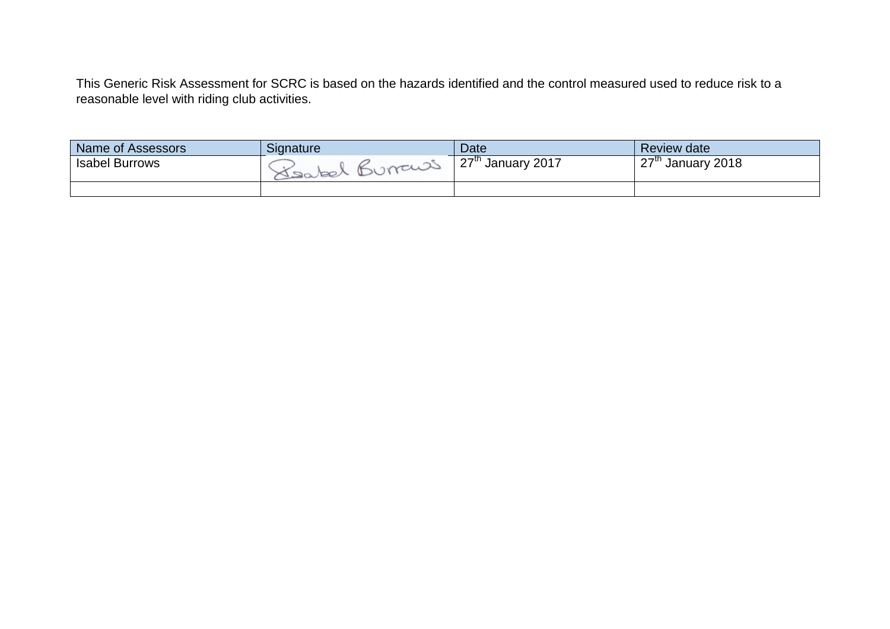This Generic Risk Assessment for SCRC is based on the hazards identified and the control measured used to reduce risk to a reasonable level with riding club activities.

| Name of Assessors | Signature | Date | Review date |
|---|---|---|---|
| Isabel Burrows | Isabel Burrows | 27th January 2017 | 27th January 2018 |
| | | | |